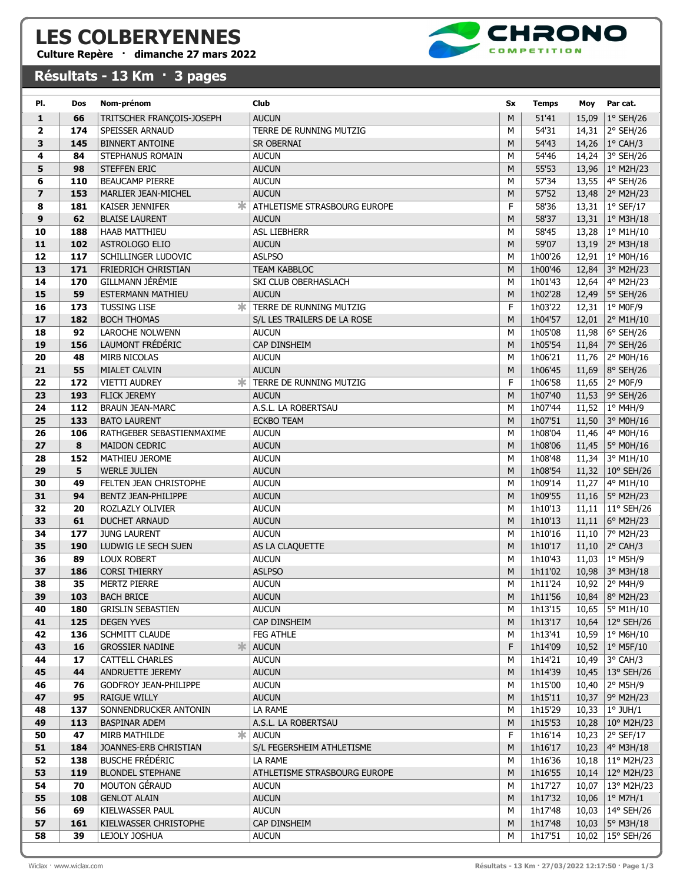# LES COLBERYENNES

**Culture Repère · dimanche 27 mars 2022**

CHRONO COMPETITION

## Résultats - 13 Km · 3 pages

| Pl. | Dos | Nom-prénom | Club | Sx | Temps | Moy | Par cat. |
|---|---|---|---|---|---|---|---|
| 1 | 66 | TRITSCHER FRANÇOIS-JOSEPH | AUCUN | M | 51'41 | 15,09 | 1° SEH/26 |
| 2 | 174 | SPEISSER ARNAUD | TERRE DE RUNNING MUTZIG | M | 54'31 | 14,31 | 2° SEH/26 |
| 3 | 145 | BINNERT ANTOINE | SR OBERNAI | M | 54'43 | 14,26 | 1° CAH/3 |
| 4 | 84 | STEPHANUS ROMAIN | AUCUN | M | 54'46 | 14,24 | 3° SEH/26 |
| 5 | 98 | STEFFEN ERIC | AUCUN | M | 55'53 | 13,96 | 1° M2H/23 |
| 6 | 110 | BEAUCAMP PIERRE | AUCUN | M | 57'34 | 13,55 | 4° SEH/26 |
| 7 | 153 | MARLIER JEAN-MICHEL | AUCUN | M | 57'52 | 13,48 | 2° M2H/23 |
| 8 | 181 | KAISER JENNIFER * | ATHLETISME STRASBOURG EUROPE | F | 58'36 | 13,31 | 1° SEF/17 |
| 9 | 62 | BLAISE LAURENT | AUCUN | M | 58'37 | 13,31 | 1° M3H/18 |
| 10 | 188 | HAAB MATTHIEU | ASL LIEBHERR | M | 58'45 | 13,28 | 1° M1H/10 |
| 11 | 102 | ASTROLOGO ELIO | AUCUN | M | 59'07 | 13,19 | 2° M3H/18 |
| 12 | 117 | SCHILLINGER LUDOVIC | ASLPSO | M | 1h00'26 | 12,91 | 1° M0H/16 |
| 13 | 171 | FRIEDRICH CHRISTIAN | TEAM KABBLOC | M | 1h00'46 | 12,84 | 3° M2H/23 |
| 14 | 170 | GILLMANN JÉRÉMIE | SKI CLUB OBERHASLACH | M | 1h01'43 | 12,64 | 4° M2H/23 |
| 15 | 59 | ESTERMANN MATHIEU | AUCUN | M | 1h02'28 | 12,49 | 5° SEH/26 |
| 16 | 173 | TUSSING LISE * | TERRE DE RUNNING MUTZIG | F | 1h03'22 | 12,31 | 1° M0F/9 |
| 17 | 182 | BOCH THOMAS | S/L LES TRAILERS DE LA ROSE | M | 1h04'57 | 12,01 | 2° M1H/10 |
| 18 | 92 | LAROCHE NOLWENN | AUCUN | M | 1h05'08 | 11,98 | 6° SEH/26 |
| 19 | 156 | LAUMONT FRÉDÉRIC | CAP DINSHEIM | M | 1h05'54 | 11,84 | 7° SEH/26 |
| 20 | 48 | MIRB NICOLAS | AUCUN | M | 1h06'21 | 11,76 | 2° M0H/16 |
| 21 | 55 | MIALET CALVIN | AUCUN | M | 1h06'45 | 11,69 | 8° SEH/26 |
| 22 | 172 | VIETTI AUDREY * | TERRE DE RUNNING MUTZIG | F | 1h06'58 | 11,65 | 2° M0F/9 |
| 23 | 193 | FLICK JEREMY | AUCUN | M | 1h07'40 | 11,53 | 9° SEH/26 |
| 24 | 112 | BRAUN JEAN-MARC | A.S.L. LA ROBERTSAU | M | 1h07'44 | 11,52 | 1° M4H/9 |
| 25 | 133 | BATO LAURENT | ECKBO TEAM | M | 1h07'51 | 11,50 | 3° M0H/16 |
| 26 | 106 | RATHGEBER SEBASTIENMAXIME | AUCUN | M | 1h08'04 | 11,46 | 4° M0H/16 |
| 27 | 8 | MAIDON CEDRIC | AUCUN | M | 1h08'06 | 11,45 | 5° M0H/16 |
| 28 | 152 | MATHIEU JEROME | AUCUN | M | 1h08'48 | 11,34 | 3° M1H/10 |
| 29 | 5 | WERLE JULIEN | AUCUN | M | 1h08'54 | 11,32 | 10° SEH/26 |
| 30 | 49 | FELTEN JEAN CHRISTOPHE | AUCUN | M | 1h09'14 | 11,27 | 4° M1H/10 |
| 31 | 94 | BENTZ JEAN-PHILIPPE | AUCUN | M | 1h09'55 | 11,16 | 5° M2H/23 |
| 32 | 20 | ROZLAZLY OLIVIER | AUCUN | M | 1h10'13 | 11,11 | 11° SEH/26 |
| 33 | 61 | DUCHET ARNAUD | AUCUN | M | 1h10'13 | 11,11 | 6° M2H/23 |
| 34 | 177 | JUNG LAURENT | AUCUN | M | 1h10'16 | 11,10 | 7° M2H/23 |
| 35 | 190 | LUDWIG LE SECH SUEN | AS LA CLAQUETTE | M | 1h10'17 | 11,10 | 2° CAH/3 |
| 36 | 89 | LOUX ROBERT | AUCUN | M | 1h10'43 | 11,03 | 1° M5H/9 |
| 37 | 186 | CORSI THIERRY | ASLPSO | M | 1h11'02 | 10,98 | 3° M3H/18 |
| 38 | 35 | MERTZ PIERRE | AUCUN | M | 1h11'24 | 10,92 | 2° M4H/9 |
| 39 | 103 | BACH BRICE | AUCUN | M | 1h11'56 | 10,84 | 8° M2H/23 |
| 40 | 180 | GRISLIN SEBASTIEN | AUCUN | M | 1h13'15 | 10,65 | 5° M1H/10 |
| 41 | 125 | DEGEN YVES | CAP DINSHEIM | M | 1h13'17 | 10,64 | 12° SEH/26 |
| 42 | 136 | SCHMITT CLAUDE | FEG ATHLE | M | 1h13'41 | 10,59 | 1° M6H/10 |
| 43 | 16 | GROSSIER NADINE * | AUCUN | F | 1h14'09 | 10,52 | 1° M5F/10 |
| 44 | 17 | CATTELL CHARLES | AUCUN | M | 1h14'21 | 10,49 | 3° CAH/3 |
| 45 | 44 | ANDRUETTE JEREMY | AUCUN | M | 1h14'39 | 10,45 | 13° SEH/26 |
| 46 | 76 | GODFROY JEAN-PHILIPPE | AUCUN | M | 1h15'00 | 10,40 | 2° M5H/9 |
| 47 | 95 | RAIGUE WILLY | AUCUN | M | 1h15'11 | 10,37 | 9° M2H/23 |
| 48 | 137 | SONNENDRUCKER ANTONIN | LA RAME | M | 1h15'29 | 10,33 | 1° JUH/1 |
| 49 | 113 | BASPINAR ADEM | A.S.L. LA ROBERTSAU | M | 1h15'53 | 10,28 | 10° M2H/23 |
| 50 | 47 | MIRB MATHILDE * | AUCUN | F | 1h16'14 | 10,23 | 2° SEF/17 |
| 51 | 184 | JOANNES-ERB CHRISTIAN | S/L FEGERSHEIM ATHLETISME | M | 1h16'17 | 10,23 | 4° M3H/18 |
| 52 | 138 | BUSCHE FRÉDÉRIC | LA RAME | M | 1h16'36 | 10,18 | 11° M2H/23 |
| 53 | 119 | BLONDEL STEPHANE | ATHLETISME STRASBOURG EUROPE | M | 1h16'55 | 10,14 | 12° M2H/23 |
| 54 | 70 | MOUTON GÉRAUD | AUCUN | M | 1h17'27 | 10,07 | 13° M2H/23 |
| 55 | 108 | GENLOT ALAIN | AUCUN | M | 1h17'32 | 10,06 | 1° M7H/1 |
| 56 | 69 | KIELWASSER PAUL | AUCUN | M | 1h17'48 | 10,03 | 14° SEH/26 |
| 57 | 161 | KIELWASSER CHRISTOPHE | CAP DINSHEIM | M | 1h17'48 | 10,03 | 5° M3H/18 |
| 58 | 39 | LEJOLY JOSHUA | AUCUN | M | 1h17'51 | 10,02 | 15° SEH/26 |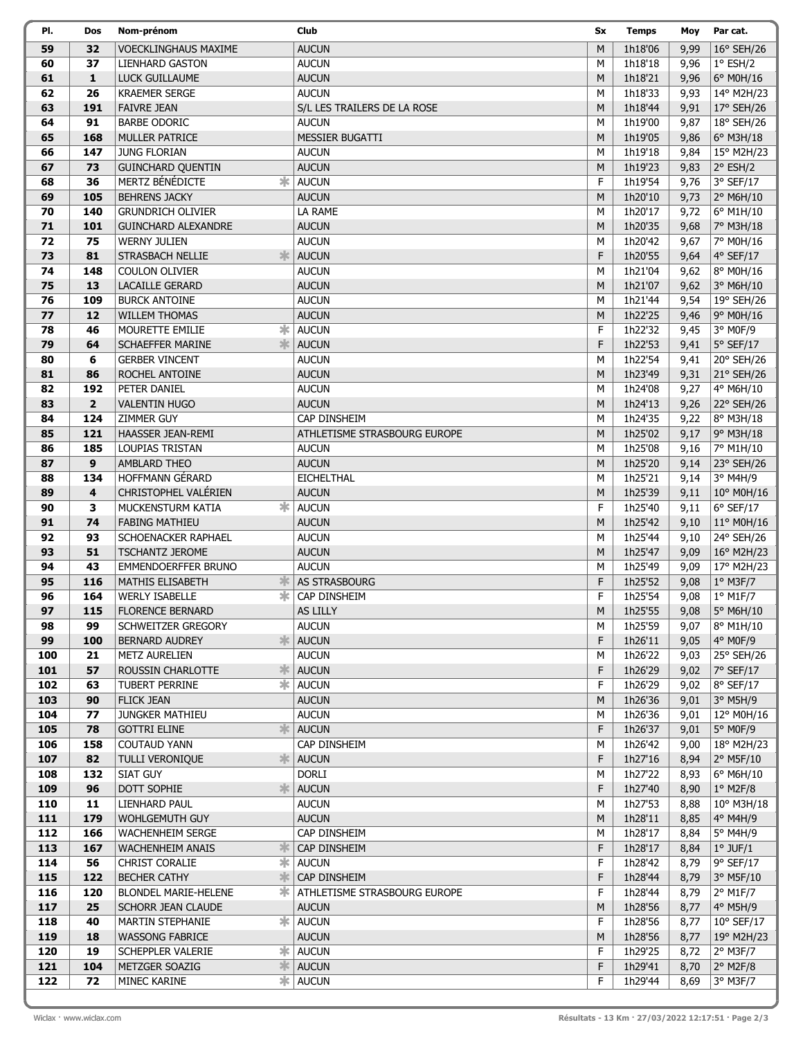| Pl. | Dos | Nom-prénom | | Club | Sx | Temps | Moy | Par cat. |
|---|---|---|---|---|---|---|---|---|
| 59 | 32 | VOECKLINGHAUS MAXIME | | AUCUN | M | 1h18'06 | 9,99 | 16° SEH/26 |
| 60 | 37 | LIENHARD GASTON | | AUCUN | M | 1h18'18 | 9,96 | 1° ESH/2 |
| 61 | 1 | LUCK GUILLAUME | | AUCUN | M | 1h18'21 | 9,96 | 6° M0H/16 |
| 62 | 26 | KRAEMER SERGE | | AUCUN | M | 1h18'33 | 9,93 | 14° M2H/23 |
| 63 | 191 | FAIVRE JEAN | | S/L LES TRAILERS DE LA ROSE | M | 1h18'44 | 9,91 | 17° SEH/26 |
| 64 | 91 | BARBE ODORIC | | AUCUN | M | 1h19'00 | 9,87 | 18° SEH/26 |
| 65 | 168 | MULLER PATRICE | | MESSIER BUGATTI | M | 1h19'05 | 9,86 | 6° M3H/18 |
| 66 | 147 | JUNG FLORIAN | | AUCUN | M | 1h19'18 | 9,84 | 15° M2H/23 |
| 67 | 73 | GUINCHARD QUENTIN | | AUCUN | M | 1h19'23 | 9,83 | 2° ESH/2 |
| 68 | 36 | MERTZ BÉNÉDICTE | * | AUCUN | F | 1h19'54 | 9,76 | 3° SEF/17 |
| 69 | 105 | BEHRENS JACKY | | AUCUN | M | 1h20'10 | 9,73 | 2° M6H/10 |
| 70 | 140 | GRUNDRICH OLIVIER | | LA RAME | M | 1h20'17 | 9,72 | 6° M1H/10 |
| 71 | 101 | GUINCHARD ALEXANDRE | | AUCUN | M | 1h20'35 | 9,68 | 7° M3H/18 |
| 72 | 75 | WERNY JULIEN | | AUCUN | M | 1h20'42 | 9,67 | 7° M0H/16 |
| 73 | 81 | STRASBACH NELLIE | * | AUCUN | F | 1h20'55 | 9,64 | 4° SEF/17 |
| 74 | 148 | COULON OLIVIER | | AUCUN | M | 1h21'04 | 9,62 | 8° M0H/16 |
| 75 | 13 | LACAILLE GERARD | | AUCUN | M | 1h21'07 | 9,62 | 3° M6H/10 |
| 76 | 109 | BURCK ANTOINE | | AUCUN | M | 1h21'44 | 9,54 | 19° SEH/26 |
| 77 | 12 | WILLEM THOMAS | | AUCUN | M | 1h22'25 | 9,46 | 9° M0H/16 |
| 78 | 46 | MOURETTE EMILIE | * | AUCUN | F | 1h22'32 | 9,45 | 3° M0F/9 |
| 79 | 64 | SCHAEFFER MARINE | * | AUCUN | F | 1h22'53 | 9,41 | 5° SEF/17 |
| 80 | 6 | GERBER VINCENT | | AUCUN | M | 1h22'54 | 9,41 | 20° SEH/26 |
| 81 | 86 | ROCHEL ANTOINE | | AUCUN | M | 1h23'49 | 9,31 | 21° SEH/26 |
| 82 | 192 | PETER DANIEL | | AUCUN | M | 1h24'08 | 9,27 | 4° M6H/10 |
| 83 | 2 | VALENTIN HUGO | | AUCUN | M | 1h24'13 | 9,26 | 22° SEH/26 |
| 84 | 124 | ZIMMER GUY | | CAP DINSHEIM | M | 1h24'35 | 9,22 | 8° M3H/18 |
| 85 | 121 | HAASSER JEAN-REMI | | ATHLETISME STRASBOURG EUROPE | M | 1h25'02 | 9,17 | 9° M3H/18 |
| 86 | 185 | LOUPIAS TRISTAN | | AUCUN | M | 1h25'08 | 9,16 | 7° M1H/10 |
| 87 | 9 | AMBLARD THEO | | AUCUN | M | 1h25'20 | 9,14 | 23° SEH/26 |
| 88 | 134 | HOFFMANN GÉRARD | | EICHELTHAL | M | 1h25'21 | 9,14 | 3° M4H/9 |
| 89 | 4 | CHRISTOPHEL VALÉRIEN | | AUCUN | M | 1h25'39 | 9,11 | 10° M0H/16 |
| 90 | 3 | MUCKENSTURM KATIA | * | AUCUN | F | 1h25'40 | 9,11 | 6° SEF/17 |
| 91 | 74 | FABING MATHIEU | | AUCUN | M | 1h25'42 | 9,10 | 11° M0H/16 |
| 92 | 93 | SCHOENACKER RAPHAEL | | AUCUN | M | 1h25'44 | 9,10 | 24° SEH/26 |
| 93 | 51 | TSCHANTZ JEROME | | AUCUN | M | 1h25'47 | 9,09 | 16° M2H/23 |
| 94 | 43 | EMMENDOERFFER BRUNO | | AUCUN | M | 1h25'49 | 9,09 | 17° M2H/23 |
| 95 | 116 | MATHIS ELISABETH | * | AS STRASBOURG | F | 1h25'52 | 9,08 | 1° M3F/7 |
| 96 | 164 | WERLY ISABELLE | * | CAP DINSHEIM | F | 1h25'54 | 9,08 | 1° M1F/7 |
| 97 | 115 | FLORENCE BERNARD | | AS LILLY | M | 1h25'55 | 9,08 | 5° M6H/10 |
| 98 | 99 | SCHWEITZER GREGORY | | AUCUN | M | 1h25'59 | 9,07 | 8° M1H/10 |
| 99 | 100 | BERNARD AUDREY | * | AUCUN | F | 1h26'11 | 9,05 | 4° M0F/9 |
| 100 | 21 | METZ AURELIEN | | AUCUN | M | 1h26'22 | 9,03 | 25° SEH/26 |
| 101 | 57 | ROUSSIN CHARLOTTE | * | AUCUN | F | 1h26'29 | 9,02 | 7° SEF/17 |
| 102 | 63 | TUBERT PERRINE | * | AUCUN | F | 1h26'29 | 9,02 | 8° SEF/17 |
| 103 | 90 | FLICK JEAN | | AUCUN | M | 1h26'36 | 9,01 | 3° M5H/9 |
| 104 | 77 | JUNGKER MATHIEU | | AUCUN | M | 1h26'36 | 9,01 | 12° M0H/16 |
| 105 | 78 | GOTTRI ELINE | * | AUCUN | F | 1h26'37 | 9,01 | 5° M0F/9 |
| 106 | 158 | COUTAUD YANN | | CAP DINSHEIM | M | 1h26'42 | 9,00 | 18° M2H/23 |
| 107 | 82 | TULLI VERONIQUE | * | AUCUN | F | 1h27'16 | 8,94 | 2° M5F/10 |
| 108 | 132 | SIAT GUY | | DORLI | M | 1h27'22 | 8,93 | 6° M6H/10 |
| 109 | 96 | DOTT SOPHIE | * | AUCUN | F | 1h27'40 | 8,90 | 1° M2F/8 |
| 110 | 11 | LIENHARD PAUL | | AUCUN | M | 1h27'53 | 8,88 | 10° M3H/18 |
| 111 | 179 | WOHLGEMUTH GUY | | AUCUN | M | 1h28'11 | 8,85 | 4° M4H/9 |
| 112 | 166 | WACHENHEIM SERGE | | CAP DINSHEIM | M | 1h28'17 | 8,84 | 5° M4H/9 |
| 113 | 167 | WACHENHEIM ANAIS | * | CAP DINSHEIM | F | 1h28'17 | 8,84 | 1° JUF/1 |
| 114 | 56 | CHRIST CORALIE | * | AUCUN | F | 1h28'42 | 8,79 | 9° SEF/17 |
| 115 | 122 | BECHER CATHY | * | CAP DINSHEIM | F | 1h28'44 | 8,79 | 3° M5F/10 |
| 116 | 120 | BLONDEL MARIE-HELENE | * | ATHLETISME STRASBOURG EUROPE | F | 1h28'44 | 8,79 | 2° M1F/7 |
| 117 | 25 | SCHORR JEAN CLAUDE | | AUCUN | M | 1h28'56 | 8,77 | 4° M5H/9 |
| 118 | 40 | MARTIN STEPHANIE | * | AUCUN | F | 1h28'56 | 8,77 | 10° SEF/17 |
| 119 | 18 | WASSONG FABRICE | | AUCUN | M | 1h28'56 | 8,77 | 19° M2H/23 |
| 120 | 19 | SCHEPPLER VALERIE | * | AUCUN | F | 1h29'25 | 8,72 | 2° M3F/7 |
| 121 | 104 | METZGER SOAZIG | * | AUCUN | F | 1h29'41 | 8,70 | 2° M2F/8 |
| 122 | 72 | MINEC KARINE | * | AUCUN | F | 1h29'44 | 8,69 | 3° M3F/7 |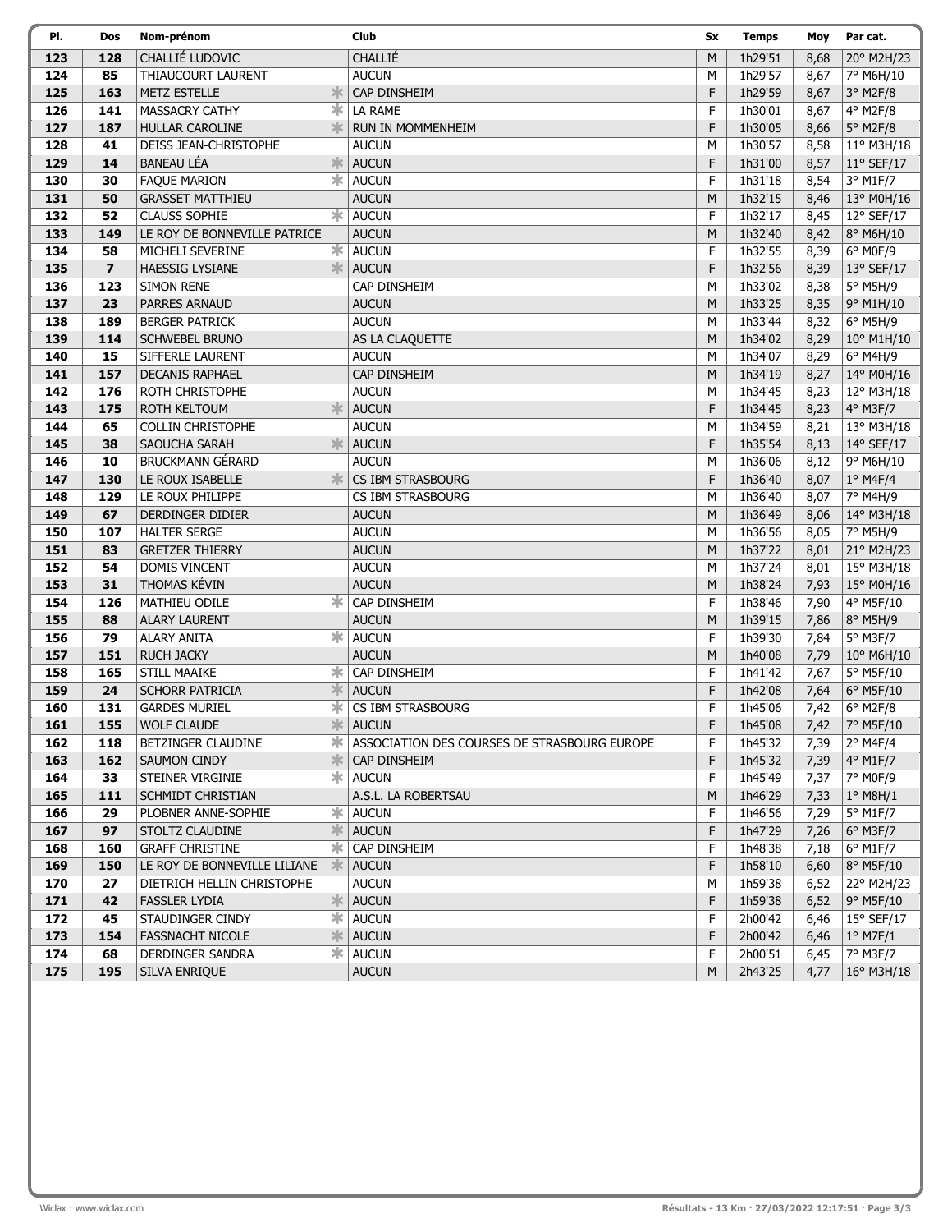| Pl. | Dos | Nom-prénom | Club | Sx | Temps | Moy | Par cat. |
|---|---|---|---|---|---|---|---|
| 123 | 128 | CHALLIÉ LUDOVIC | CHALLIÉ | M | 1h29'51 | 8,68 | 20° M2H/23 |
| 124 | 85 | THIAUCOURT LAURENT | AUCUN | M | 1h29'57 | 8,67 | 7° M6H/10 |
| 125 | 163 | METZ ESTELLE * | CAP DINSHEIM | F | 1h29'59 | 8,67 | 3° M2F/8 |
| 126 | 141 | MASSACRY CATHY * | LA RAME | F | 1h30'01 | 8,67 | 4° M2F/8 |
| 127 | 187 | HULLAR CAROLINE * | RUN IN MOMMENHEIM | F | 1h30'05 | 8,66 | 5° M2F/8 |
| 128 | 41 | DEISS JEAN-CHRISTOPHE | AUCUN | M | 1h30'57 | 8,58 | 11° M3H/18 |
| 129 | 14 | BANEAU LÉA * | AUCUN | F | 1h31'00 | 8,57 | 11° SEF/17 |
| 130 | 30 | FAQUE MARION * | AUCUN | F | 1h31'18 | 8,54 | 3° M1F/7 |
| 131 | 50 | GRASSET MATTHIEU | AUCUN | M | 1h32'15 | 8,46 | 13° M0H/16 |
| 132 | 52 | CLAUSS SOPHIE * | AUCUN | F | 1h32'17 | 8,45 | 12° SEF/17 |
| 133 | 149 | LE ROY DE BONNEVILLE PATRICE | AUCUN | M | 1h32'40 | 8,42 | 8° M6H/10 |
| 134 | 58 | MICHELI SEVERINE * | AUCUN | F | 1h32'55 | 8,39 | 6° M0F/9 |
| 135 | 7 | HAESSIG LYSIANE * | AUCUN | F | 1h32'56 | 8,39 | 13° SEF/17 |
| 136 | 123 | SIMON RENE | CAP DINSHEIM | M | 1h33'02 | 8,38 | 5° M5H/9 |
| 137 | 23 | PARRES ARNAUD | AUCUN | M | 1h33'25 | 8,35 | 9° M1H/10 |
| 138 | 189 | BERGER PATRICK | AUCUN | M | 1h33'44 | 8,32 | 6° M5H/9 |
| 139 | 114 | SCHWEBEL BRUNO | AS LA CLAQUETTE | M | 1h34'02 | 8,29 | 10° M1H/10 |
| 140 | 15 | SIFFERLE LAURENT | AUCUN | M | 1h34'07 | 8,29 | 6° M4H/9 |
| 141 | 157 | DECANIS RAPHAEL | CAP DINSHEIM | M | 1h34'19 | 8,27 | 14° M0H/16 |
| 142 | 176 | ROTH CHRISTOPHE | AUCUN | M | 1h34'45 | 8,23 | 12° M3H/18 |
| 143 | 175 | ROTH KELTOUM * | AUCUN | F | 1h34'45 | 8,23 | 4° M3F/7 |
| 144 | 65 | COLLIN CHRISTOPHE | AUCUN | M | 1h34'59 | 8,21 | 13° M3H/18 |
| 145 | 38 | SAOUCHA SARAH * | AUCUN | F | 1h35'54 | 8,13 | 14° SEF/17 |
| 146 | 10 | BRUCKMANN GÉRARD | AUCUN | M | 1h36'06 | 8,12 | 9° M6H/10 |
| 147 | 130 | LE ROUX ISABELLE * | CS IBM STRASBOURG | F | 1h36'40 | 8,07 | 1° M4F/4 |
| 148 | 129 | LE ROUX PHILIPPE | CS IBM STRASBOURG | M | 1h36'40 | 8,07 | 7° M4H/9 |
| 149 | 67 | DERDINGER DIDIER | AUCUN | M | 1h36'49 | 8,06 | 14° M3H/18 |
| 150 | 107 | HALTER SERGE | AUCUN | M | 1h36'56 | 8,05 | 7° M5H/9 |
| 151 | 83 | GRETZER THIERRY | AUCUN | M | 1h37'22 | 8,01 | 21° M2H/23 |
| 152 | 54 | DOMIS VINCENT | AUCUN | M | 1h37'24 | 8,01 | 15° M3H/18 |
| 153 | 31 | THOMAS KÉVIN | AUCUN | M | 1h38'24 | 7,93 | 15° M0H/16 |
| 154 | 126 | MATHIEU ODILE * | CAP DINSHEIM | F | 1h38'46 | 7,90 | 4° M5F/10 |
| 155 | 88 | ALARY LAURENT | AUCUN | M | 1h39'15 | 7,86 | 8° M5H/9 |
| 156 | 79 | ALARY ANITA * | AUCUN | F | 1h39'30 | 7,84 | 5° M3F/7 |
| 157 | 151 | RUCH JACKY | AUCUN | M | 1h40'08 | 7,79 | 10° M6H/10 |
| 158 | 165 | STILL MAAIKE * | CAP DINSHEIM | F | 1h41'42 | 7,67 | 5° M5F/10 |
| 159 | 24 | SCHORR PATRICIA * | AUCUN | F | 1h42'08 | 7,64 | 6° M5F/10 |
| 160 | 131 | GARDES MURIEL * | CS IBM STRASBOURG | F | 1h45'06 | 7,42 | 6° M2F/8 |
| 161 | 155 | WOLF CLAUDE * | AUCUN | F | 1h45'08 | 7,42 | 7° M5F/10 |
| 162 | 118 | BETZINGER CLAUDINE * | ASSOCIATION DES COURSES DE STRASBOURG EUROPE | F | 1h45'32 | 7,39 | 2° M4F/4 |
| 163 | 162 | SAUMON CINDY * | CAP DINSHEIM | F | 1h45'32 | 7,39 | 4° M1F/7 |
| 164 | 33 | STEINER VIRGINIE * | AUCUN | F | 1h45'49 | 7,37 | 7° M0F/9 |
| 165 | 111 | SCHMIDT CHRISTIAN | A.S.L. LA ROBERTSAU | M | 1h46'29 | 7,33 | 1° M8H/1 |
| 166 | 29 | PLOBNER ANNE-SOPHIE * | AUCUN | F | 1h46'56 | 7,29 | 5° M1F/7 |
| 167 | 97 | STOLTZ CLAUDINE * | AUCUN | F | 1h47'29 | 7,26 | 6° M3F/7 |
| 168 | 160 | GRAFF CHRISTINE * | CAP DINSHEIM | F | 1h48'38 | 7,18 | 6° M1F/7 |
| 169 | 150 | LE ROY DE BONNEVILLE LILIANE * | AUCUN | F | 1h58'10 | 6,60 | 8° M5F/10 |
| 170 | 27 | DIETRICH HELLIN CHRISTOPHE | AUCUN | M | 1h59'38 | 6,52 | 22° M2H/23 |
| 171 | 42 | FASSLER LYDIA * | AUCUN | F | 1h59'38 | 6,52 | 9° M5F/10 |
| 172 | 45 | STAUDINGER CINDY * | AUCUN | F | 2h00'42 | 6,46 | 15° SEF/17 |
| 173 | 154 | FASSNACHT NICOLE * | AUCUN | F | 2h00'42 | 6,46 | 1° M7F/1 |
| 174 | 68 | DERDINGER SANDRA * | AUCUN | F | 2h00'51 | 6,45 | 7° M3F/7 |
| 175 | 195 | SILVA ENRIQUE | AUCUN | M | 2h43'25 | 4,77 | 16° M3H/18 |

Wiclax · www.wiclax.com

Résultats - 13 Km · 27/03/2022 12:17:51